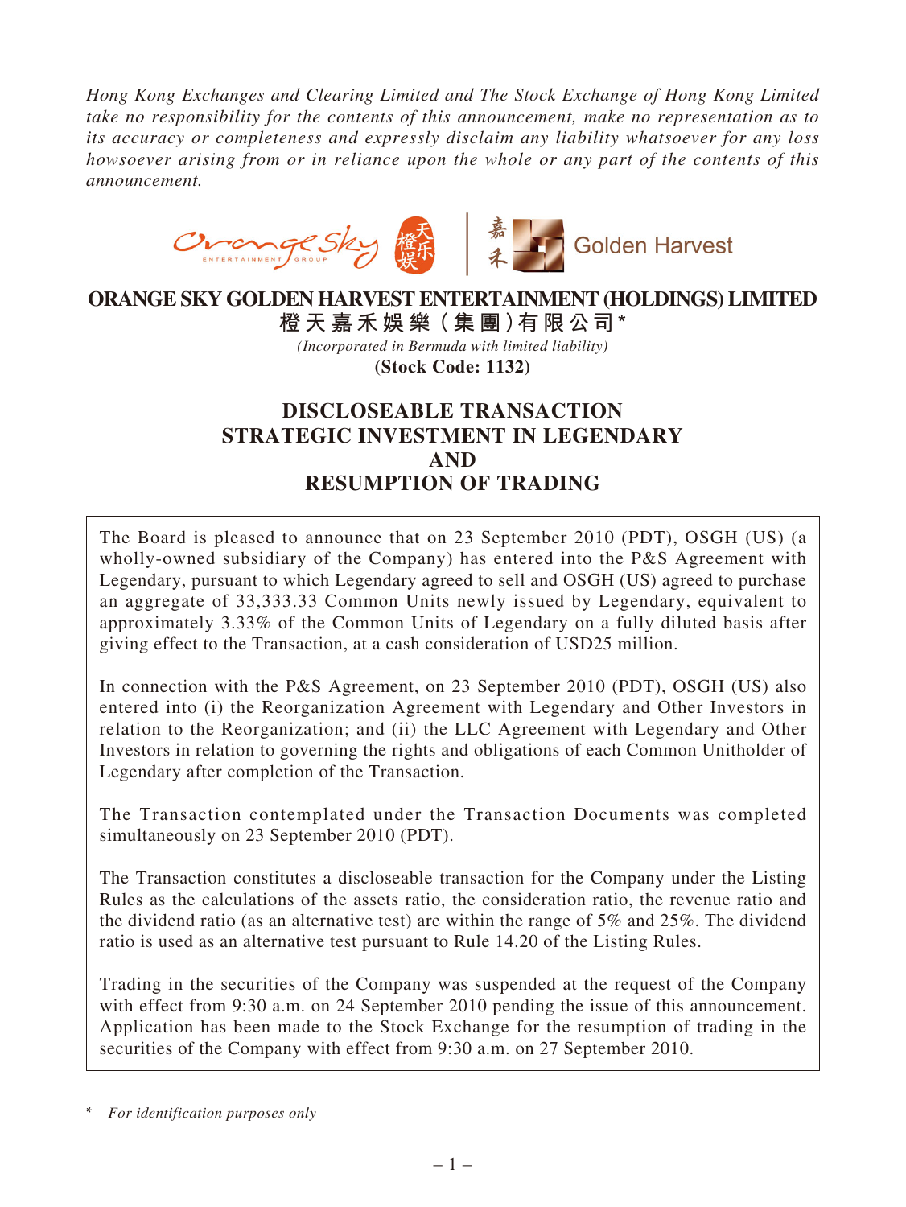*Hong Kong Exchanges and Clearing Limited and The Stock Exchange of Hong Kong Limited take no responsibility for the contents of this announcement, make no representation as to its accuracy or completeness and expressly disclaim any liability whatsoever for any loss howsoever arising from or in reliance upon the whole or any part of the contents of this announcement.*

# ORANGE SKY GOLDEN HARVEST ENTERTAINMENT (HOLDINGS) LIMITED

**橙天嘉禾娛樂（集團）有限公司***

*(Incorporated in Bermuda with limited liability)*

**(Stock Code: 1132)**

## DISCLOSEABLE TRANSACTION
## STRATEGIC INVESTMENT IN LEGENDARY
## AND
## RESUMPTION OF TRADING

The Board is pleased to announce that on 23 September 2010 (PDT), OSGH (US) (a wholly-owned subsidiary of the Company) has entered into the P&S Agreement with Legendary, pursuant to which Legendary agreed to sell and OSGH (US) agreed to purchase an aggregate of 33,333.33 Common Units newly issued by Legendary, equivalent to approximately 3.33% of the Common Units of Legendary on a fully diluted basis after giving effect to the Transaction, at a cash consideration of USD25 million.

In connection with the P&S Agreement, on 23 September 2010 (PDT), OSGH (US) also entered into (i) the Reorganization Agreement with Legendary and Other Investors in relation to the Reorganization; and (ii) the LLC Agreement with Legendary and Other Investors in relation to governing the rights and obligations of each Common Unitholder of Legendary after completion of the Transaction.

The Transaction contemplated under the Transaction Documents was completed simultaneously on 23 September 2010 (PDT).

The Transaction constitutes a discloseable transaction for the Company under the Listing Rules as the calculations of the assets ratio, the consideration ratio, the revenue ratio and the dividend ratio (as an alternative test) are within the range of 5% and 25%. The dividend ratio is used as an alternative test pursuant to Rule 14.20 of the Listing Rules.

Trading in the securities of the Company was suspended at the request of the Company with effect from 9:30 a.m. on 24 September 2010 pending the issue of this announcement. Application has been made to the Stock Exchange for the resumption of trading in the securities of the Company with effect from 9:30 a.m. on 27 September 2010.

\* *For identification purposes only*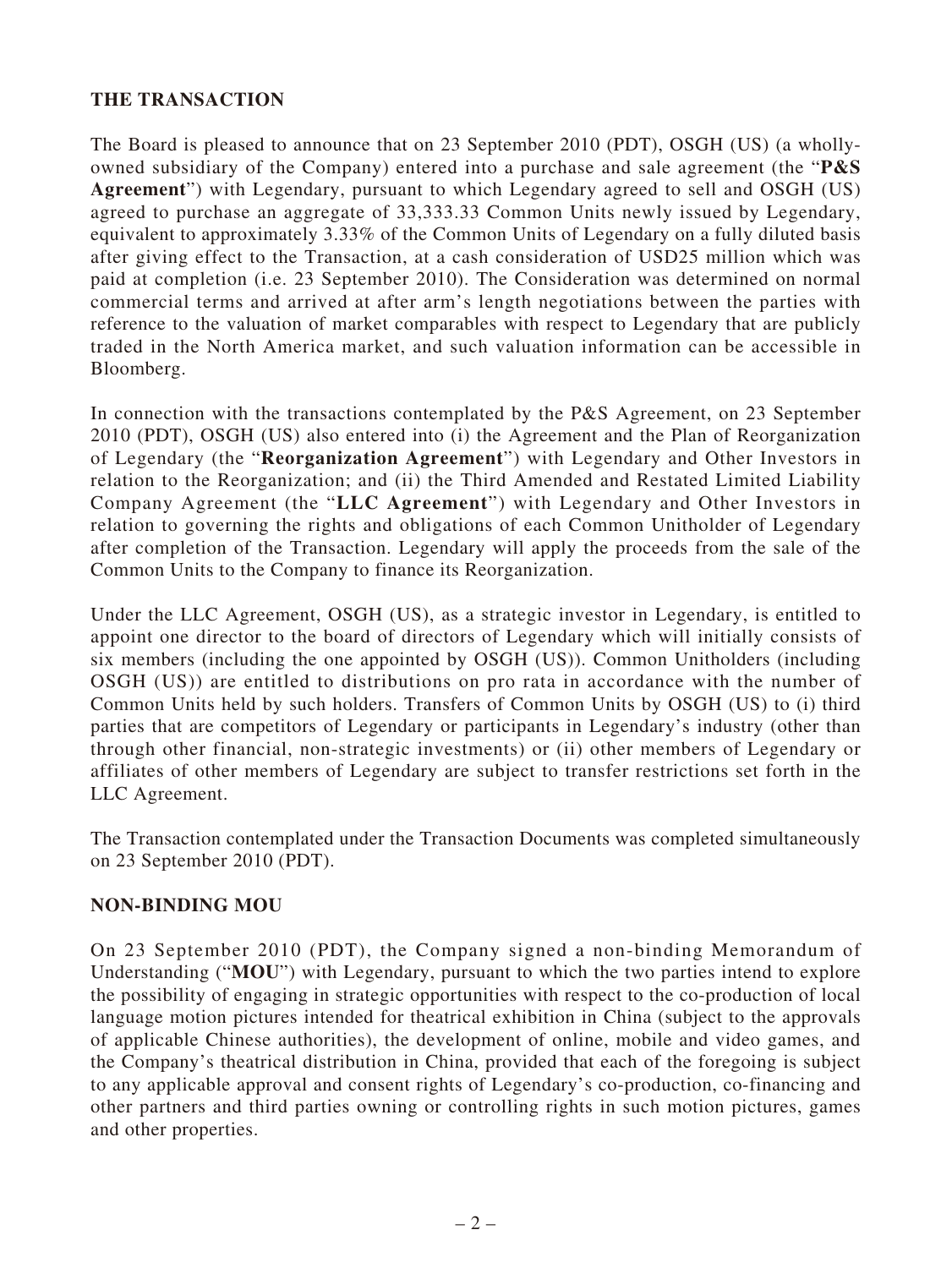## THE TRANSACTION

The Board is pleased to announce that on 23 September 2010 (PDT), OSGH (US) (a wholly-owned subsidiary of the Company) entered into a purchase and sale agreement (the "**P&S Agreement**") with Legendary, pursuant to which Legendary agreed to sell and OSGH (US) agreed to purchase an aggregate of 33,333.33 Common Units newly issued by Legendary, equivalent to approximately 3.33% of the Common Units of Legendary on a fully diluted basis after giving effect to the Transaction, at a cash consideration of USD25 million which was paid at completion (i.e. 23 September 2010). The Consideration was determined on normal commercial terms and arrived at after arm's length negotiations between the parties with reference to the valuation of market comparables with respect to Legendary that are publicly traded in the North America market, and such valuation information can be accessible in Bloomberg.

In connection with the transactions contemplated by the P&S Agreement, on 23 September 2010 (PDT), OSGH (US) also entered into (i) the Agreement and the Plan of Reorganization of Legendary (the "**Reorganization Agreement**") with Legendary and Other Investors in relation to the Reorganization; and (ii) the Third Amended and Restated Limited Liability Company Agreement (the "**LLC Agreement**") with Legendary and Other Investors in relation to governing the rights and obligations of each Common Unitholder of Legendary after completion of the Transaction. Legendary will apply the proceeds from the sale of the Common Units to the Company to finance its Reorganization.

Under the LLC Agreement, OSGH (US), as a strategic investor in Legendary, is entitled to appoint one director to the board of directors of Legendary which will initially consists of six members (including the one appointed by OSGH (US)). Common Unitholders (including OSGH (US)) are entitled to distributions on pro rata in accordance with the number of Common Units held by such holders. Transfers of Common Units by OSGH (US) to (i) third parties that are competitors of Legendary or participants in Legendary's industry (other than through other financial, non-strategic investments) or (ii) other members of Legendary or affiliates of other members of Legendary are subject to transfer restrictions set forth in the LLC Agreement.

The Transaction contemplated under the Transaction Documents was completed simultaneously on 23 September 2010 (PDT).

## NON-BINDING MOU

On 23 September 2010 (PDT), the Company signed a non-binding Memorandum of Understanding ("**MOU**") with Legendary, pursuant to which the two parties intend to explore the possibility of engaging in strategic opportunities with respect to the co-production of local language motion pictures intended for theatrical exhibition in China (subject to the approvals of applicable Chinese authorities), the development of online, mobile and video games, and the Company's theatrical distribution in China, provided that each of the foregoing is subject to any applicable approval and consent rights of Legendary's co-production, co-financing and other partners and third parties owning or controlling rights in such motion pictures, games and other properties.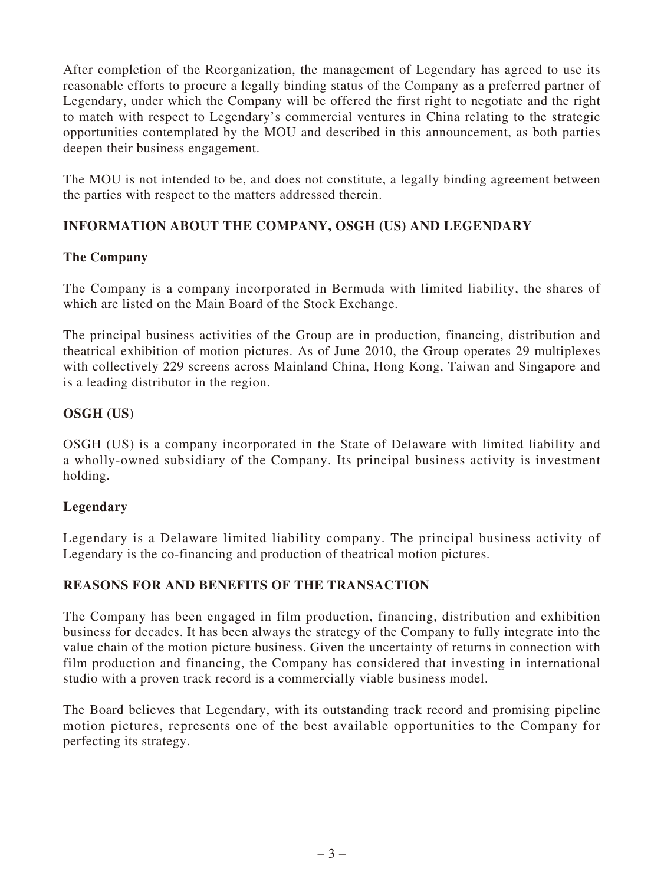After completion of the Reorganization, the management of Legendary has agreed to use its reasonable efforts to procure a legally binding status of the Company as a preferred partner of Legendary, under which the Company will be offered the first right to negotiate and the right to match with respect to Legendary's commercial ventures in China relating to the strategic opportunities contemplated by the MOU and described in this announcement, as both parties deepen their business engagement.

The MOU is not intended to be, and does not constitute, a legally binding agreement between the parties with respect to the matters addressed therein.

## INFORMATION ABOUT THE COMPANY, OSGH (US) AND LEGENDARY

### The Company

The Company is a company incorporated in Bermuda with limited liability, the shares of which are listed on the Main Board of the Stock Exchange.

The principal business activities of the Group are in production, financing, distribution and theatrical exhibition of motion pictures. As of June 2010, the Group operates 29 multiplexes with collectively 229 screens across Mainland China, Hong Kong, Taiwan and Singapore and is a leading distributor in the region.

### OSGH (US)

OSGH (US) is a company incorporated in the State of Delaware with limited liability and a wholly-owned subsidiary of the Company. Its principal business activity is investment holding.

### Legendary

Legendary is a Delaware limited liability company. The principal business activity of Legendary is the co-financing and production of theatrical motion pictures.

## REASONS FOR AND BENEFITS OF THE TRANSACTION

The Company has been engaged in film production, financing, distribution and exhibition business for decades. It has been always the strategy of the Company to fully integrate into the value chain of the motion picture business. Given the uncertainty of returns in connection with film production and financing, the Company has considered that investing in international studio with a proven track record is a commercially viable business model.

The Board believes that Legendary, with its outstanding track record and promising pipeline motion pictures, represents one of the best available opportunities to the Company for perfecting its strategy.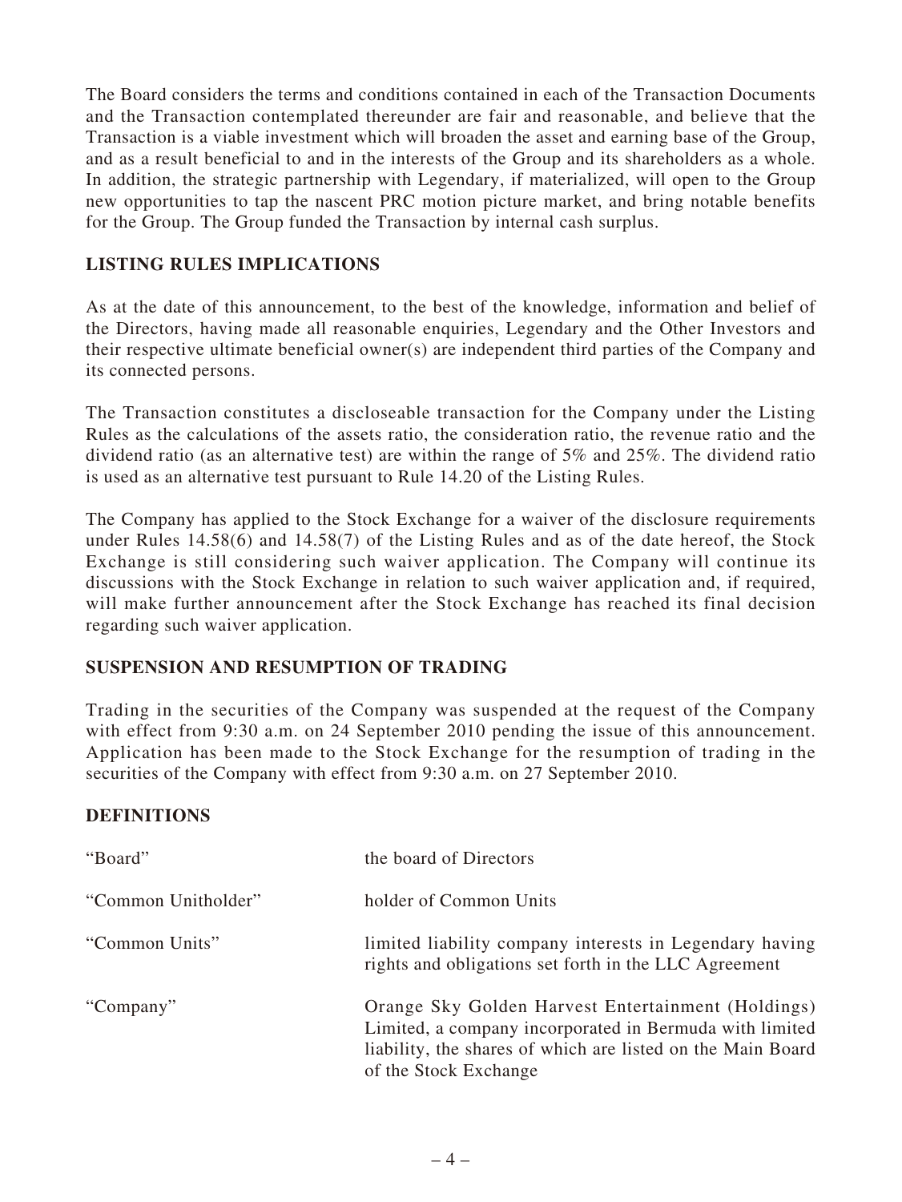The Board considers the terms and conditions contained in each of the Transaction Documents and the Transaction contemplated thereunder are fair and reasonable, and believe that the Transaction is a viable investment which will broaden the asset and earning base of the Group, and as a result beneficial to and in the interests of the Group and its shareholders as a whole. In addition, the strategic partnership with Legendary, if materialized, will open to the Group new opportunities to tap the nascent PRC motion picture market, and bring notable benefits for the Group. The Group funded the Transaction by internal cash surplus.

## LISTING RULES IMPLICATIONS

As at the date of this announcement, to the best of the knowledge, information and belief of the Directors, having made all reasonable enquiries, Legendary and the Other Investors and their respective ultimate beneficial owner(s) are independent third parties of the Company and its connected persons.

The Transaction constitutes a discloseable transaction for the Company under the Listing Rules as the calculations of the assets ratio, the consideration ratio, the revenue ratio and the dividend ratio (as an alternative test) are within the range of 5% and 25%. The dividend ratio is used as an alternative test pursuant to Rule 14.20 of the Listing Rules.

The Company has applied to the Stock Exchange for a waiver of the disclosure requirements under Rules 14.58(6) and 14.58(7) of the Listing Rules and as of the date hereof, the Stock Exchange is still considering such waiver application. The Company will continue its discussions with the Stock Exchange in relation to such waiver application and, if required, will make further announcement after the Stock Exchange has reached its final decision regarding such waiver application.

## SUSPENSION AND RESUMPTION OF TRADING

Trading in the securities of the Company was suspended at the request of the Company with effect from 9:30 a.m. on 24 September 2010 pending the issue of this announcement. Application has been made to the Stock Exchange for the resumption of trading in the securities of the Company with effect from 9:30 a.m. on 27 September 2010.

## DEFINITIONS

| | |
|---|---|
| "Board" | the board of Directors |
| "Common Unitholder" | holder of Common Units |
| "Common Units" | limited liability company interests in Legendary having rights and obligations set forth in the LLC Agreement |
| "Company" | Orange Sky Golden Harvest Entertainment (Holdings) Limited, a company incorporated in Bermuda with limited liability, the shares of which are listed on the Main Board of the Stock Exchange |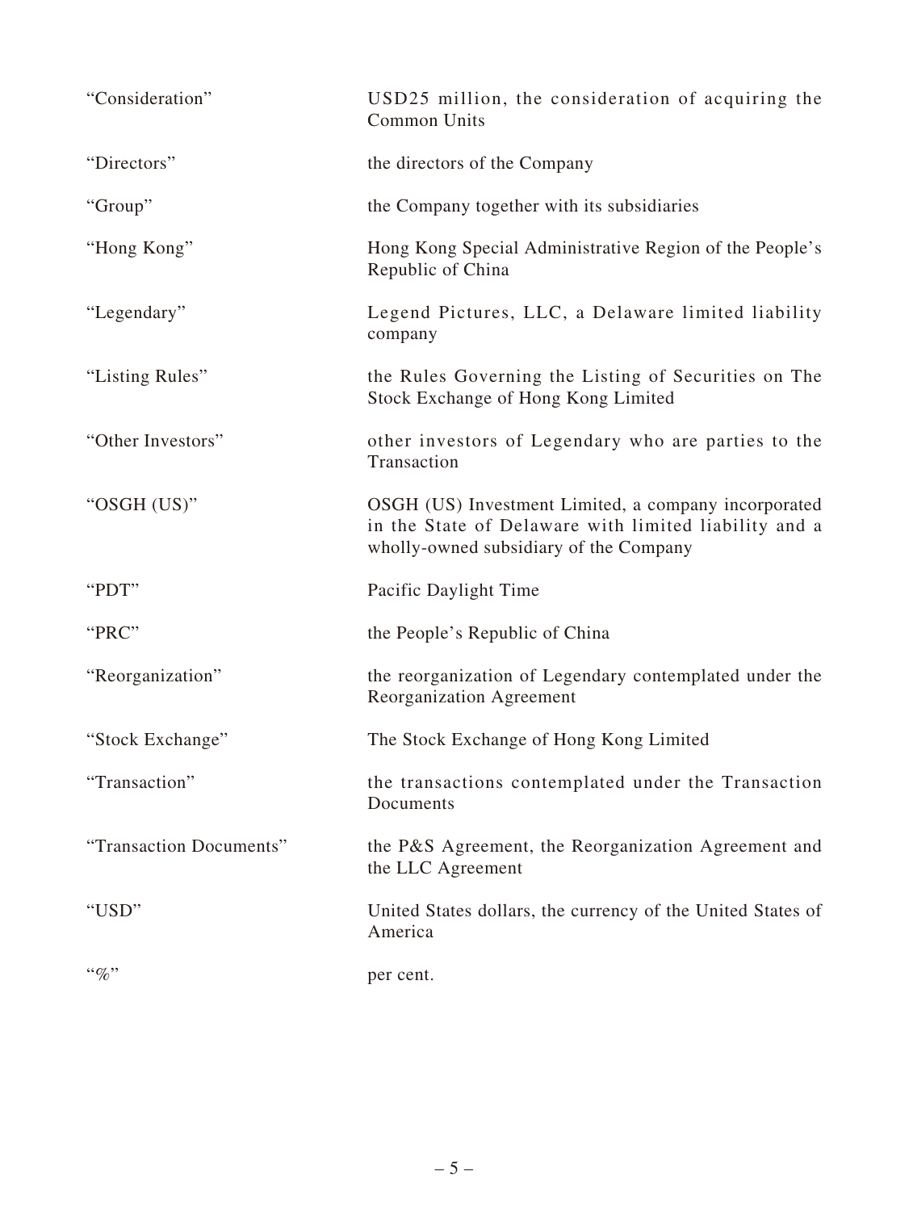| | |
|---|---|
| "Consideration" | USD25 million, the consideration of acquiring the Common Units |
| "Directors" | the directors of the Company |
| "Group" | the Company together with its subsidiaries |
| "Hong Kong" | Hong Kong Special Administrative Region of the People's Republic of China |
| "Legendary" | Legend Pictures, LLC, a Delaware limited liability company |
| "Listing Rules" | the Rules Governing the Listing of Securities on The Stock Exchange of Hong Kong Limited |
| "Other Investors" | other investors of Legendary who are parties to the Transaction |
| "OSGH (US)" | OSGH (US) Investment Limited, a company incorporated in the State of Delaware with limited liability and a wholly-owned subsidiary of the Company |
| "PDT" | Pacific Daylight Time |
| "PRC" | the People's Republic of China |
| "Reorganization" | the reorganization of Legendary contemplated under the Reorganization Agreement |
| "Stock Exchange" | The Stock Exchange of Hong Kong Limited |
| "Transaction" | the transactions contemplated under the Transaction Documents |
| "Transaction Documents" | the P&S Agreement, the Reorganization Agreement and the LLC Agreement |
| "USD" | United States dollars, the currency of the United States of America |
| "%" | per cent. |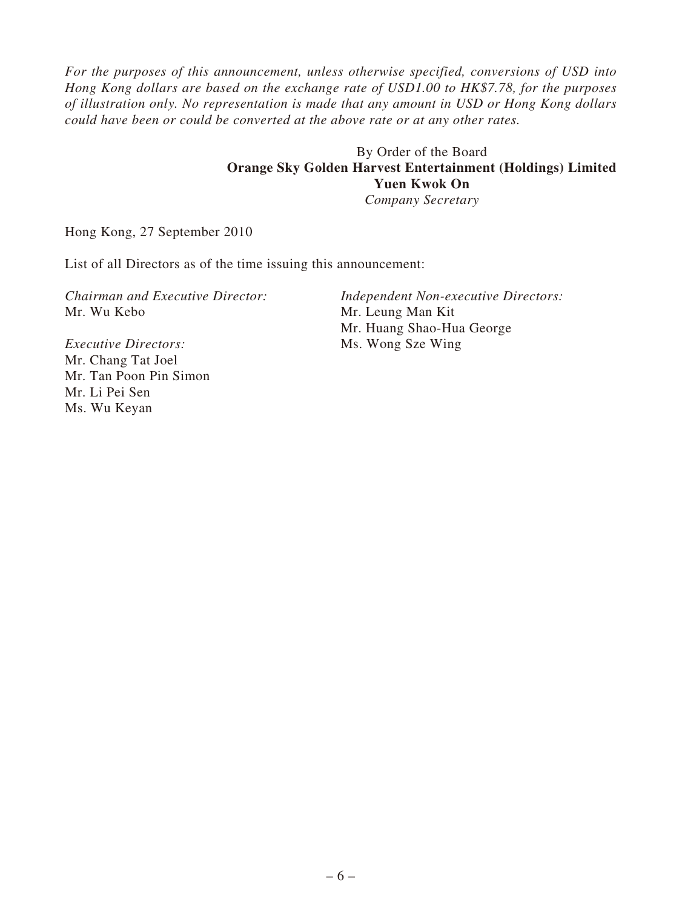*For the purposes of this announcement, unless otherwise specified, conversions of USD into Hong Kong dollars are based on the exchange rate of USD1.00 to HK$7.78, for the purposes of illustration only. No representation is made that any amount in USD or Hong Kong dollars could have been or could be converted at the above rate or at any other rates.*

By Order of the Board
**Orange Sky Golden Harvest Entertainment (Holdings) Limited**
**Yuen Kwok On**
*Company Secretary*

Hong Kong, 27 September 2010

List of all Directors as of the time issuing this announcement:

*Chairman and Executive Director:*
Mr. Wu Kebo

*Executive Directors:*
Mr. Chang Tat Joel
Mr. Tan Poon Pin Simon
Mr. Li Pei Sen
Ms. Wu Keyan

*Independent Non-executive Directors:*
Mr. Leung Man Kit
Mr. Huang Shao-Hua George
Ms. Wong Sze Wing